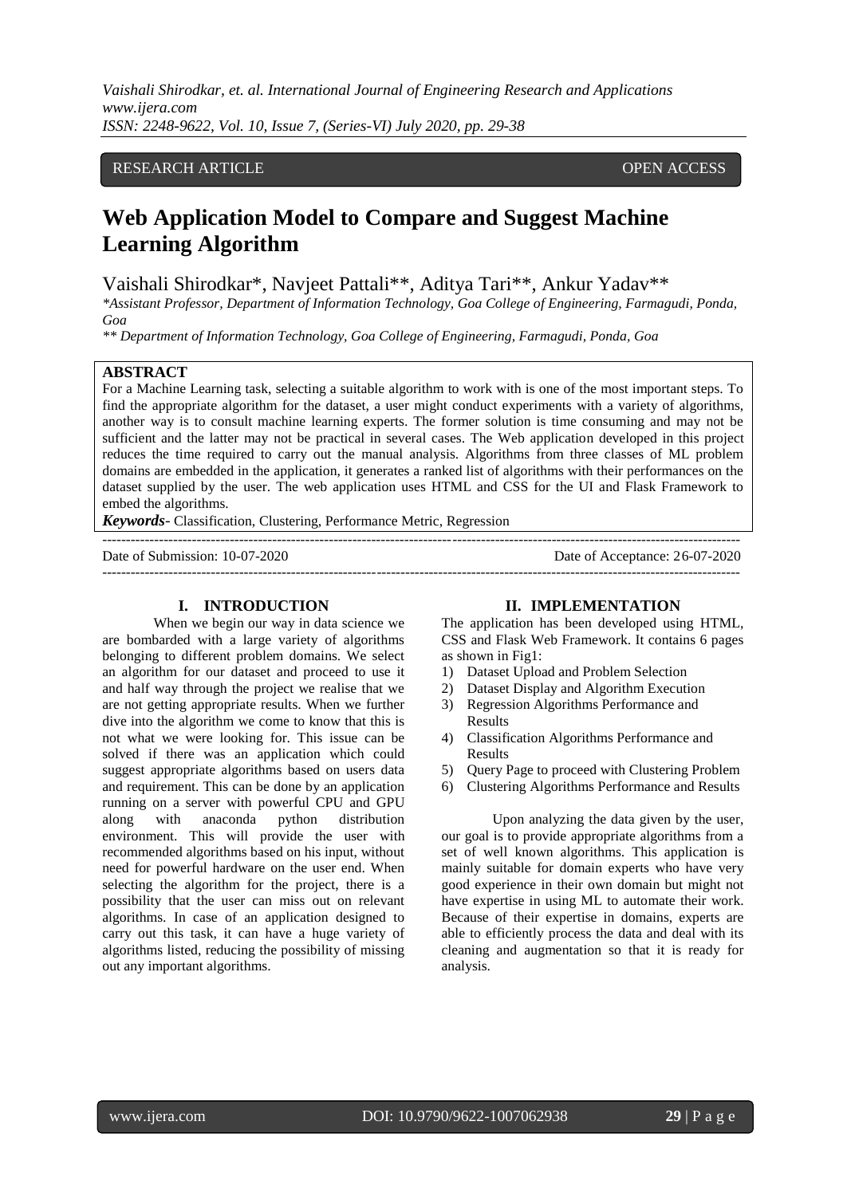RESEARCH ARTICLE OPEN ACCESS

# Web Application Model to Compare and Suggest Machine Learning Algorithm

Vaishali Shirodkar*, Navjeet Pattali**, Aditya Tari**, Ankur Yadav**

*Assistant Professor, Department of Information Technology, Goa College of Engineering, Farmagudi, Ponda, Goa*

*** Department of Information Technology, Goa College of Engineering, Farmagudi, Ponda, Goa*

## ABSTRACT

For a Machine Learning task, selecting a suitable algorithm to work with is one of the most important steps. To find the appropriate algorithm for the dataset, a user might conduct experiments with a variety of algorithms, another way is to consult machine learning experts. The former solution is time consuming and may not be sufficient and the latter may not be practical in several cases. The Web application developed in this project reduces the time required to carry out the manual analysis. Algorithms from three classes of ML problem domains are embedded in the application, it generates a ranked list of algorithms with their performances on the dataset supplied by the user. The web application uses HTML and CSS for the UI and Flask Framework to embed the algorithms.

***Keywords***- Classification, Clustering, Performance Metric, Regression

Date of Submission: 10-07-2020 Date of Acceptance: 26-07-2020

## I. INTRODUCTION

When we begin our way in data science we are bombarded with a large variety of algorithms belonging to different problem domains. We select an algorithm for our dataset and proceed to use it and half way through the project we realise that we are not getting appropriate results. When we further dive into the algorithm we come to know that this is not what we were looking for. This issue can be solved if there was an application which could suggest appropriate algorithms based on users data and requirement. This can be done by an application running on a server with powerful CPU and GPU along with anaconda python distribution environment. This will provide the user with recommended algorithms based on his input, without need for powerful hardware on the user end. When selecting the algorithm for the project, there is a possibility that the user can miss out on relevant algorithms. In case of an application designed to carry out this task, it can have a huge variety of algorithms listed, reducing the possibility of missing out any important algorithms.

## II. IMPLEMENTATION

The application has been developed using HTML, CSS and Flask Web Framework. It contains 6 pages as shown in Fig1:

1) Dataset Upload and Problem Selection
2) Dataset Display and Algorithm Execution
3) Regression Algorithms Performance and Results
4) Classification Algorithms Performance and Results
5) Query Page to proceed with Clustering Problem
6) Clustering Algorithms Performance and Results

Upon analyzing the data given by the user, our goal is to provide appropriate algorithms from a set of well known algorithms. This application is mainly suitable for domain experts who have very good experience in their own domain but might not have expertise in using ML to automate their work. Because of their expertise in domains, experts are able to efficiently process the data and deal with its cleaning and augmentation so that it is ready for analysis.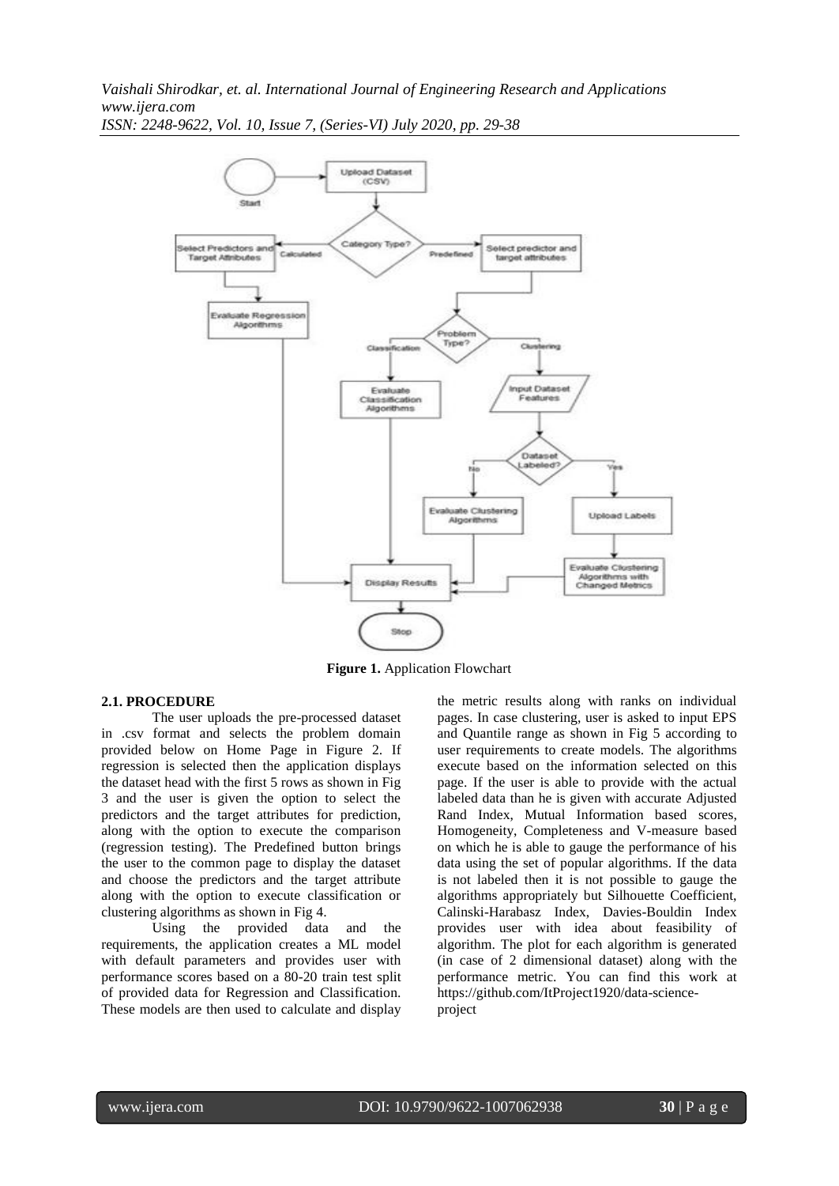**Figure 1.** Application Flowchart

### 2.1. PROCEDURE

The user uploads the pre-processed dataset in .csv format and selects the problem domain provided below on Home Page in Figure 2. If regression is selected then the application displays the dataset head with the first 5 rows as shown in Fig 3 and the user is given the option to select the predictors and the target attributes for prediction, along with the option to execute the comparison (regression testing). The Predefined button brings the user to the common page to display the dataset and choose the predictors and the target attribute along with the option to execute classification or clustering algorithms as shown in Fig 4.

Using the provided data and the requirements, the application creates a ML model with default parameters and provides user with performance scores based on a 80-20 train test split of provided data for Regression and Classification. These models are then used to calculate and display the metric results along with ranks on individual pages. In case clustering, user is asked to input EPS and Quantile range as shown in Fig 5 according to user requirements to create models. The algorithms execute based on the information selected on this page. If the user is able to provide with the actual labeled data than he is given with accurate Adjusted Rand Index, Mutual Information based scores, Homogeneity, Completeness and V-measure based on which he is able to gauge the performance of his data using the set of popular algorithms. If the data is not labeled then it is not possible to gauge the algorithms appropriately but Silhouette Coefficient, Calinski-Harabasz Index, Davies-Bouldin Index provides user with idea about feasibility of algorithm. The plot for each algorithm is generated (in case of 2 dimensional dataset) along with the performance metric. You can find this work at https://github.com/ItProject1920/data-science-project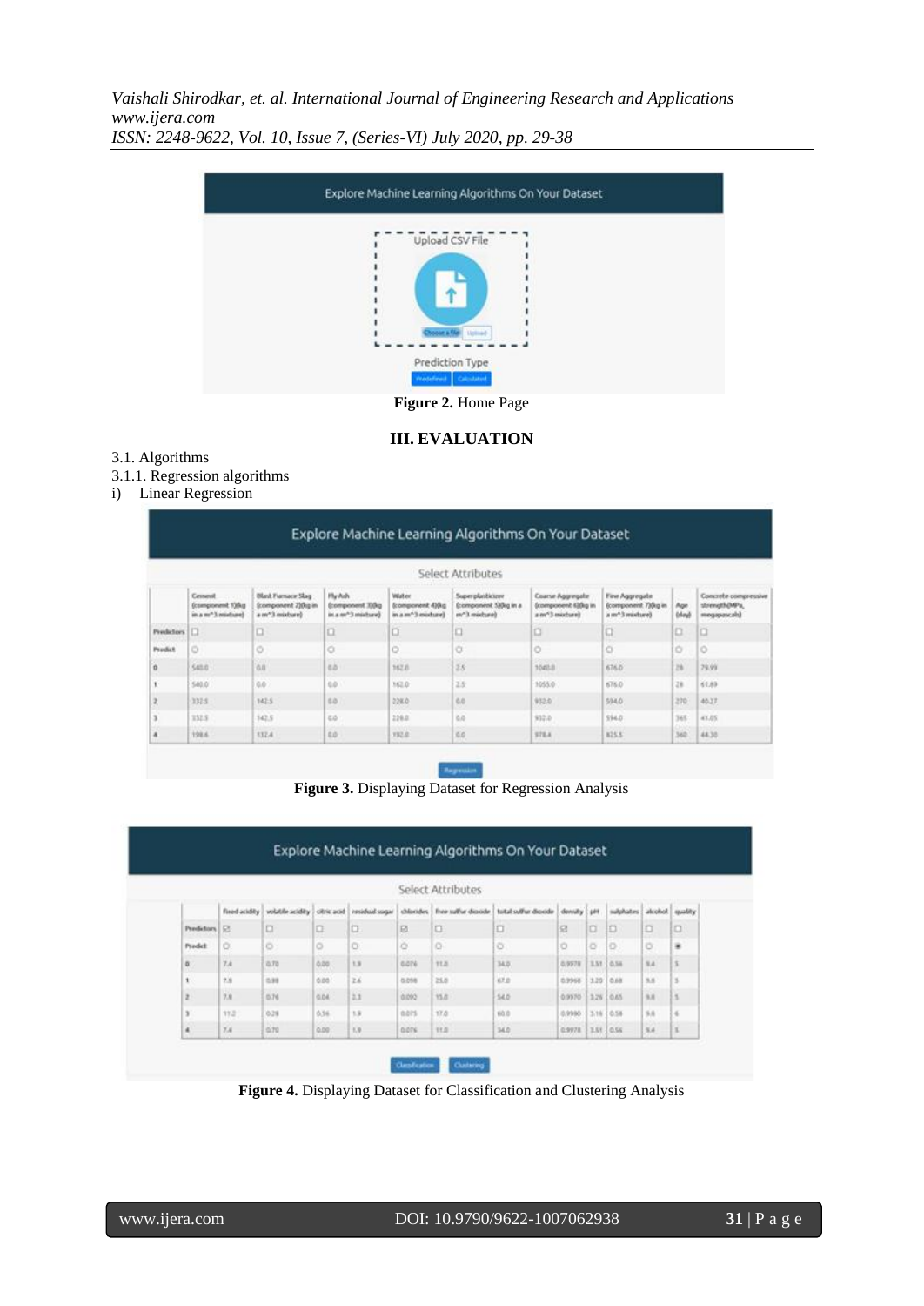**Figure 2.** Home Page

## III. EVALUATION

3.1. Algorithms

3.1.1. Regression algorithms

i) Linear Regression

**Figure 3.** Displaying Dataset for Regression Analysis

**Figure 4.** Displaying Dataset for Classification and Clustering Analysis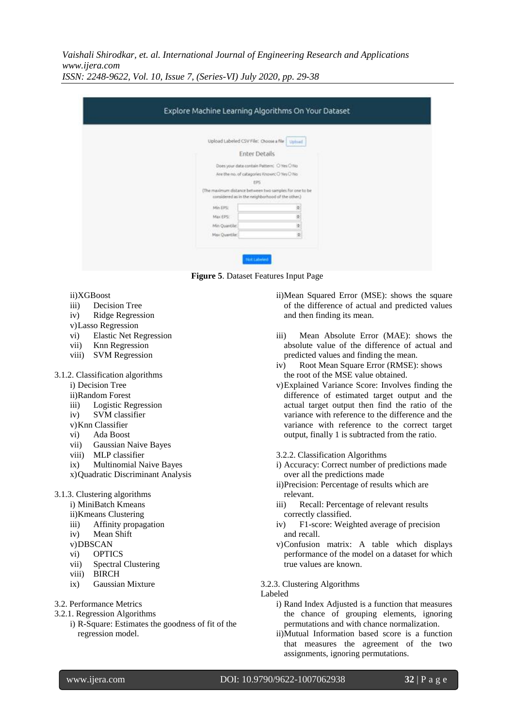Figure 5. Dataset Features Input Page

ii) XGBoost
iii) Decision Tree
iv) Ridge Regression
v) Lasso Regression
vi) Elastic Net Regression
vii) Knn Regression
viii) SVM Regression

3.1.2. Classification algorithms
i) Decision Tree
ii) Random Forest
iii) Logistic Regression
iv) SVM classifier
v) Knn Classifier
vi) Ada Boost
vii) Gaussian Naive Bayes
viii) MLP classifier
ix) Multinomial Naive Bayes
x) Quadratic Discriminant Analysis

3.1.3. Clustering algorithms
i) MiniBatch Kmeans
ii) Kmeans Clustering
iii) Affinity propagation
iv) Mean Shift
v) DBSCAN
vi) OPTICS
vii) Spectral Clustering
viii) BIRCH
ix) Gaussian Mixture

3.2. Performance Metrics
3.2.1. Regression Algorithms
i) R-Square: Estimates the goodness of fit of the regression model.
ii) Mean Squared Error (MSE): shows the square of the difference of actual and predicted values and then finding its mean.
iii) Mean Absolute Error (MAE): shows the absolute value of the difference of actual and predicted values and finding the mean.
iv) Root Mean Square Error (RMSE): shows the root of the MSE value obtained.
v) Explained Variance Score: Involves finding the difference of estimated target output and the actual target output then find the ratio of the variance with reference to the difference and the variance with reference to the correct target output, finally 1 is subtracted from the ratio.

3.2.2. Classification Algorithms
i) Accuracy: Correct number of predictions made over all the predictions made
ii) Precision: Percentage of results which are relevant.
iii) Recall: Percentage of relevant results correctly classified.
iv) F1-score: Weighted average of precision and recall.
v) Confusion matrix: A table which displays performance of the model on a dataset for which true values are known.

3.2.3. Clustering Algorithms
Labeled
i) Rand Index Adjusted is a function that measures the chance of grouping elements, ignoring permutations and with chance normalization.
ii) Mutual Information based score is a function that measures the agreement of the two assignments, ignoring permutations.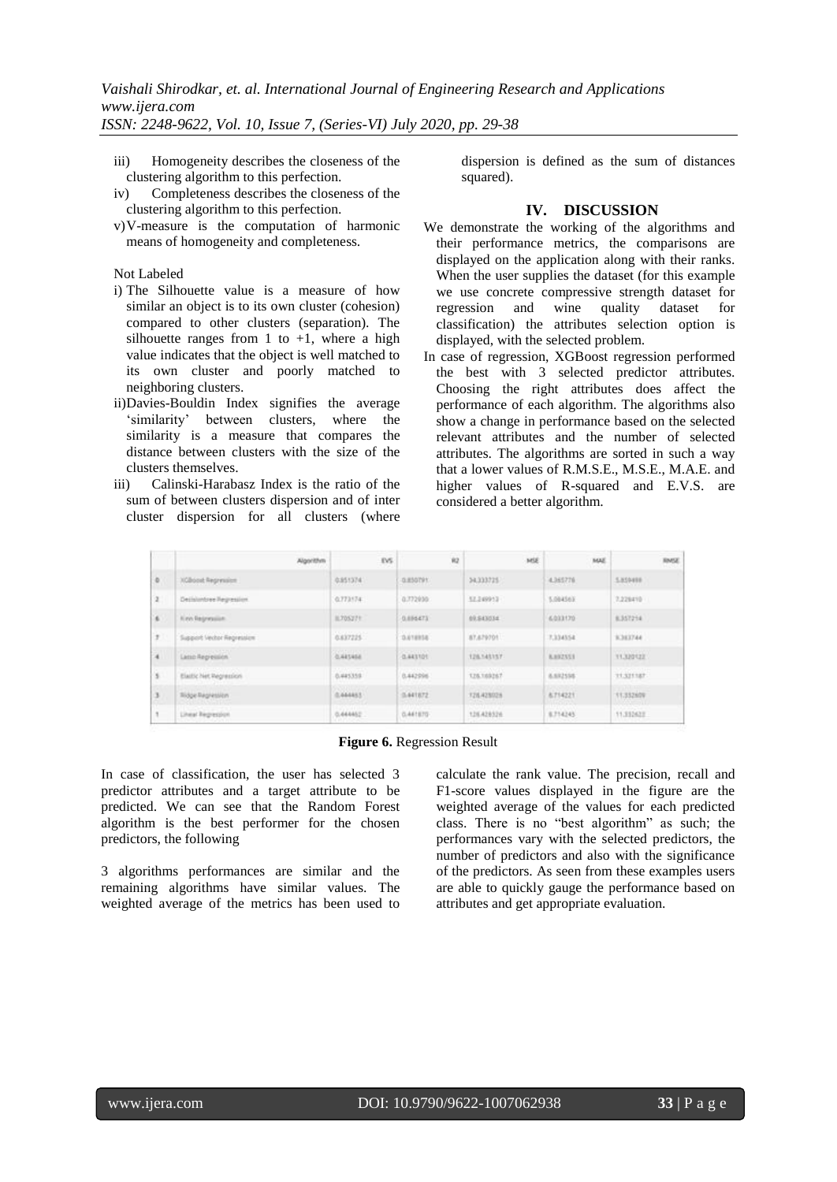iii) Homogeneity describes the closeness of the clustering algorithm to this perfection.

iv) Completeness describes the closeness of the clustering algorithm to this perfection.

v) V-measure is the computation of harmonic means of homogeneity and completeness.

Not Labeled

i) The Silhouette value is a measure of how similar an object is to its own cluster (cohesion) compared to other clusters (separation). The silhouette ranges from 1 to +1, where a high value indicates that the object is well matched to its own cluster and poorly matched to neighboring clusters.

ii) Davies-Bouldin Index signifies the average 'similarity' between clusters, where the similarity is a measure that compares the distance between clusters with the size of the clusters themselves.

iii) Calinski-Harabasz Index is the ratio of the sum of between clusters dispersion and of inter cluster dispersion for all clusters (where dispersion is defined as the sum of distances squared).

## IV. DISCUSSION

We demonstrate the working of the algorithms and their performance metrics, the comparisons are displayed on the application along with their ranks. When the user supplies the dataset (for this example we use concrete compressive strength dataset for regression and wine quality dataset for classification) the attributes selection option is displayed, with the selected problem.

In case of regression, XGBoost regression performed the best with 3 selected predictor attributes. Choosing the right attributes does affect the performance of each algorithm. The algorithms also show a change in performance based on the selected relevant attributes and the number of selected attributes. The algorithms are sorted in such a way that a lower values of R.M.S.E., M.S.E., M.A.E. and higher values of R-squared and E.V.S. are considered a better algorithm.

| | Algorithm | EVS | R2 | MSE | MAE | RMSE |
|---|---|---|---|---|---|---|
| 0 | XGBoost Regression | 0.851374 | 0.850791 | 34.333725 | 4.365776 | 5.859498 |
| 2 | DecisionTree Regression | 0.773174 | 0.772930 | 52.249913 | 5.084563 | 7.228410 |
| 6 | Knn Regression | 0.705271 | 0.696473 | 69.843034 | 6.033170 | 8.357214 |
| 7 | Support Vector Regression | 0.637225 | 0.618958 | 87.679701 | 7.334554 | 9.363744 |
| 4 | Lasso Regression | 0.445466 | 0.443101 | 128.145157 | 8.892553 | 11.320122 |
| 5 | Elastic Net Regression | 0.445359 | 0.442996 | 128.169267 | 8.692598 | 11.321187 |
| 3 | Ridge Regression | 0.444463 | 0.441872 | 128.428029 | 8.714221 | 11.332609 |
| 1 | Linear Regression | 0.444462 | 0.441870 | 128.428326 | 8.714245 | 11.332622 |

**Figure 6.** Regression Result

In case of classification, the user has selected 3 predictor attributes and a target attribute to be predicted. We can see that the Random Forest algorithm is the best performer for the chosen predictors, the following

3 algorithms performances are similar and the remaining algorithms have similar values. The weighted average of the metrics has been used to calculate the rank value. The precision, recall and F1-score values displayed in the figure are the weighted average of the values for each predicted class. There is no "best algorithm" as such; the performances vary with the selected predictors, the number of predictors and also with the significance of the predictors. As seen from these examples users are able to quickly gauge the performance based on attributes and get appropriate evaluation.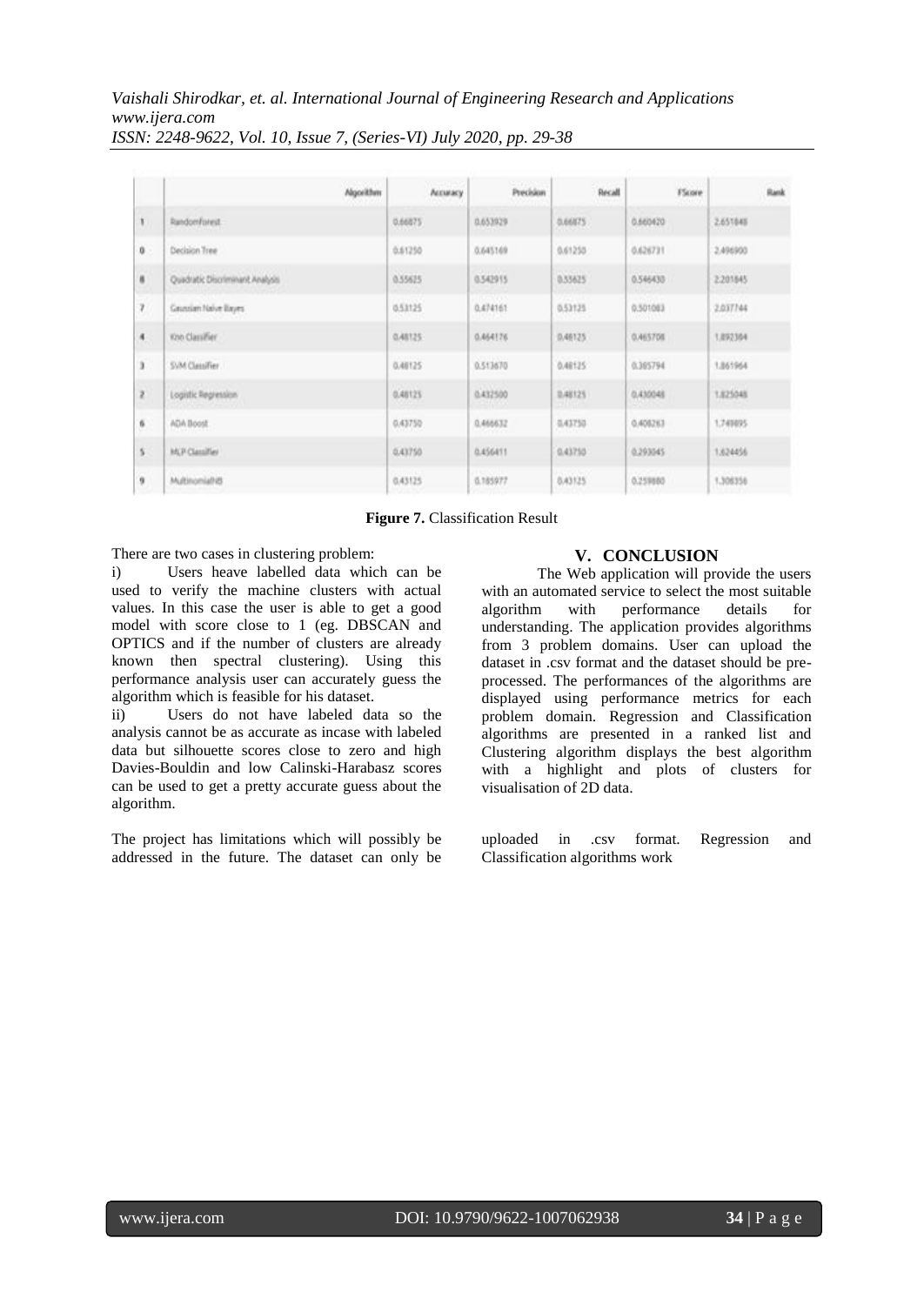| | Algorithm | Accuracy | Precision | Recall | FScore | Rank |
|---|---|---|---|---|---|---|
| 1 | RandomForest | 0.66875 | 0.653929 | 0.66875 | 0.660420 | 2.651848 |
| 0 | Decision Tree | 0.61250 | 0.645169 | 0.61250 | 0.626731 | 2.496900 |
| 8 | Quadratic Discriminant Analysis | 0.55625 | 0.542915 | 0.55625 | 0.546430 | 2.201845 |
| 7 | Gaussian Naive Bayes | 0.53125 | 0.474161 | 0.53125 | 0.501083 | 2.037744 |
| 4 | Knn Classifier | 0.48125 | 0.464176 | 0.48125 | 0.465708 | 1.892384 |
| 3 | SVM Classifier | 0.48125 | 0.513670 | 0.48125 | 0.385794 | 1.861964 |
| 2 | Logistic Regression | 0.48125 | 0.432500 | 0.48125 | 0.430048 | 1.825048 |
| 6 | ADA Boost | 0.43750 | 0.466632 | 0.43750 | 0.408263 | 1.749895 |
| 5 | MLP Classifier | 0.43750 | 0.456411 | 0.43750 | 0.293045 | 1.624456 |
| 9 | MultinomialNB | 0.43125 | 0.185977 | 0.43125 | 0.259880 | 1.308356 |

**Figure 7.** Classification Result

There are two cases in clustering problem:

i) Users heave labelled data which can be used to verify the machine clusters with actual values. In this case the user is able to get a good model with score close to 1 (eg. DBSCAN and OPTICS and if the number of clusters are already known then spectral clustering). Using this performance analysis user can accurately guess the algorithm which is feasible for his dataset.

ii) Users do not have labeled data so the analysis cannot be as accurate as incase with labeled data but silhouette scores close to zero and high Davies-Bouldin and low Calinski-Harabasz scores can be used to get a pretty accurate guess about the algorithm.

## V. CONCLUSION

The Web application will provide the users with an automated service to select the most suitable algorithm with performance details for understanding. The application provides algorithms from 3 problem domains. User can upload the dataset in .csv format and the dataset should be pre-processed. The performances of the algorithms are displayed using performance metrics for each problem domain. Regression and Classification algorithms are presented in a ranked list and Clustering algorithm displays the best algorithm with a highlight and plots of clusters for visualisation of 2D data.

The project has limitations which will possibly be addressed in the future. The dataset can only be uploaded in .csv format. Regression and Classification algorithms work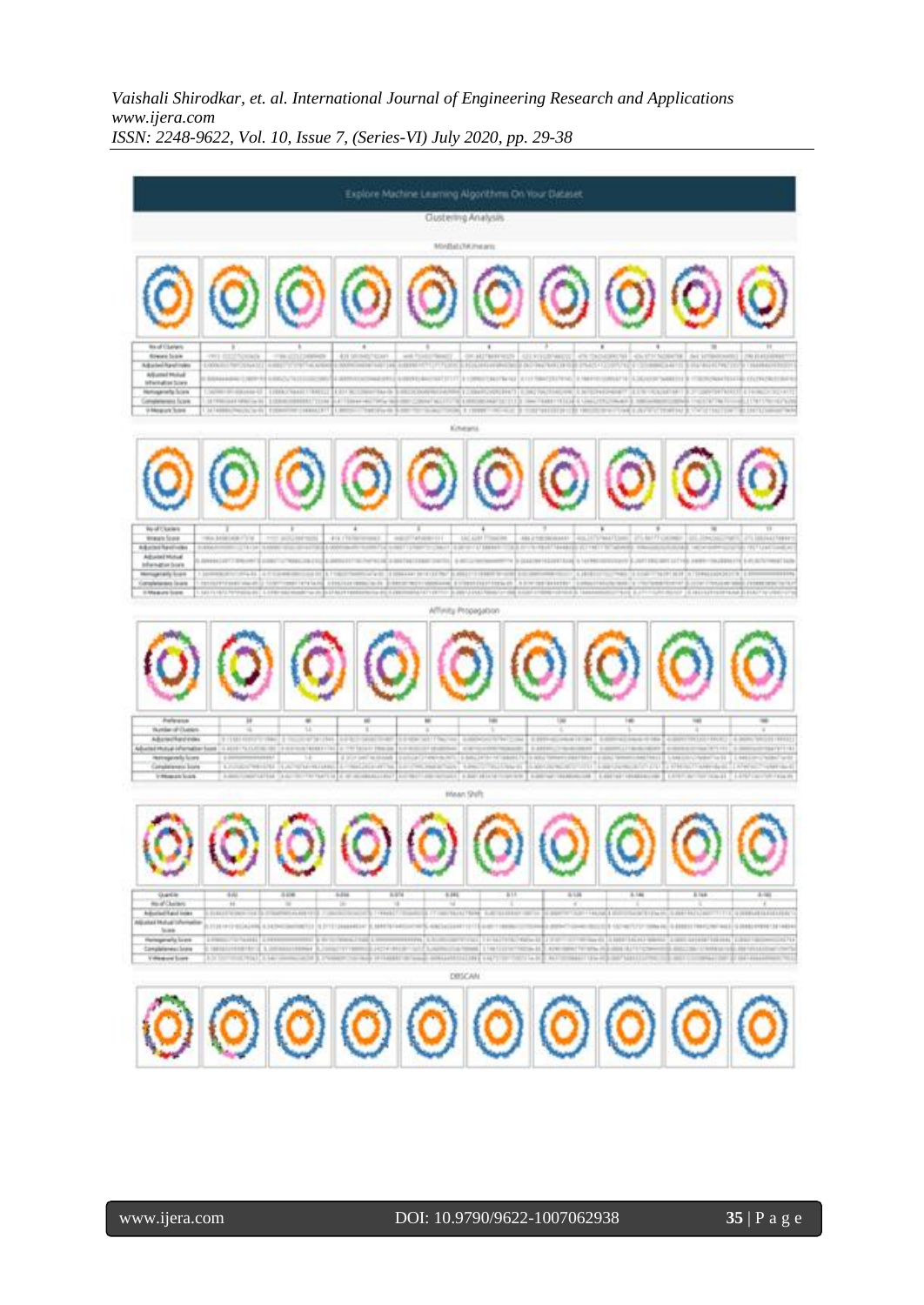Explore Machine Learning Algorithms On Your Dataset

Clustering Analysis

MiniBatchKmeans

Kmeans

Affinity Propagation

Mean Shift

DBSCAN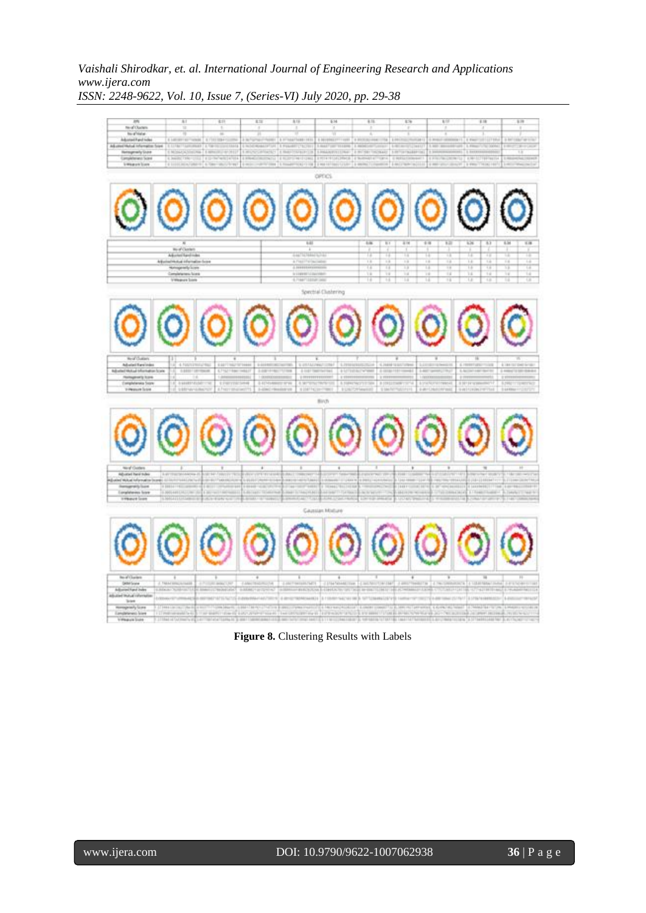**Figure 8.** Clustering Results with Labels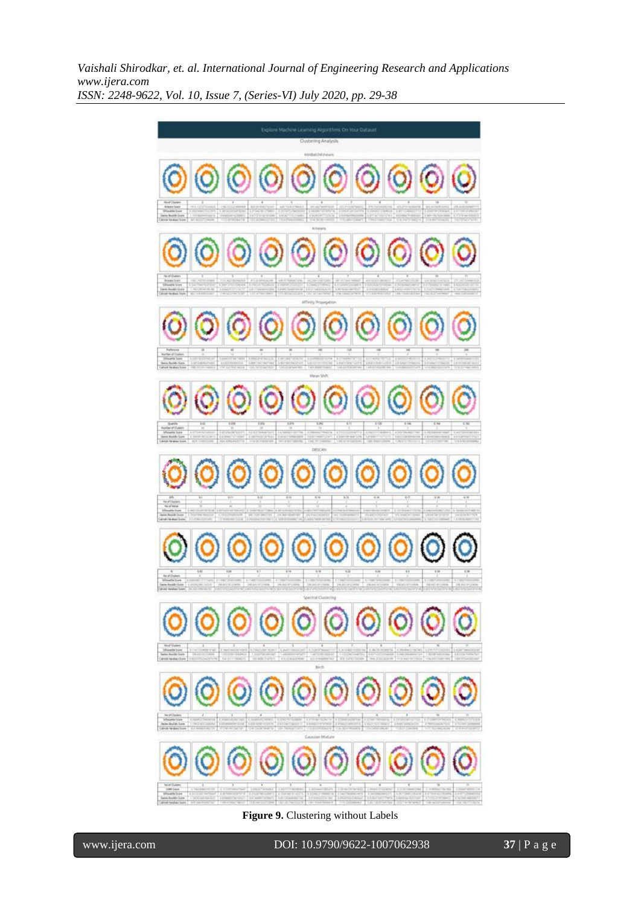Figure 9. Clustering without Labels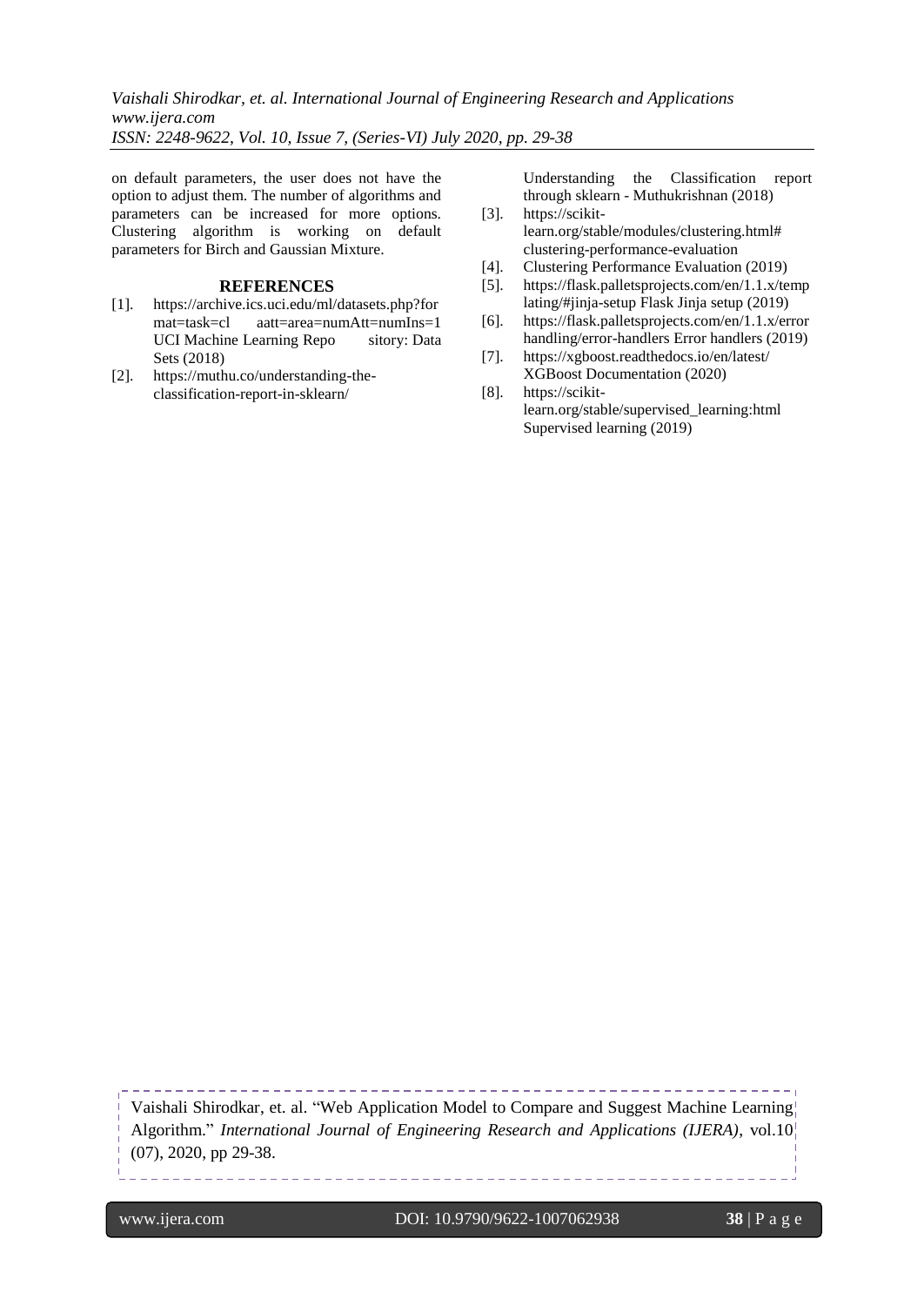on default parameters, the user does not have the option to adjust them. The number of algorithms and parameters can be increased for more options. Clustering algorithm is working on default parameters for Birch and Gaussian Mixture.

## REFERENCES

[1]. https://archive.ics.uci.edu/ml/datasets.php?format=task=cl aatt=area=numAtt=numIns=1 UCI Machine Learning Repo sitory: Data Sets (2018)

[2]. https://muthu.co/understanding-the-classification-report-in-sklearn/ Understanding the Classification report through sklearn - Muthukrishnan (2018)

[3]. https://scikit-learn.org/stable/modules/clustering.html#clustering-performance-evaluation

[4]. Clustering Performance Evaluation (2019)

[5]. https://flask.palletsprojects.com/en/1.1.x/templating/#jinja-setup Flask Jinja setup (2019)

[6]. https://flask.palletsprojects.com/en/1.1.x/errorhandling/error-handlers Error handlers (2019)

[7]. https://xgboost.readthedocs.io/en/latest/ XGBoost Documentation (2020)

[8]. https://scikit-learn.org/stable/supervised_learning:html Supervised learning (2019)

Vaishali Shirodkar, et. al. "Web Application Model to Compare and Suggest Machine Learning Algorithm." *International Journal of Engineering Research and Applications (IJERA)*, vol.10 (07), 2020, pp 29-38.